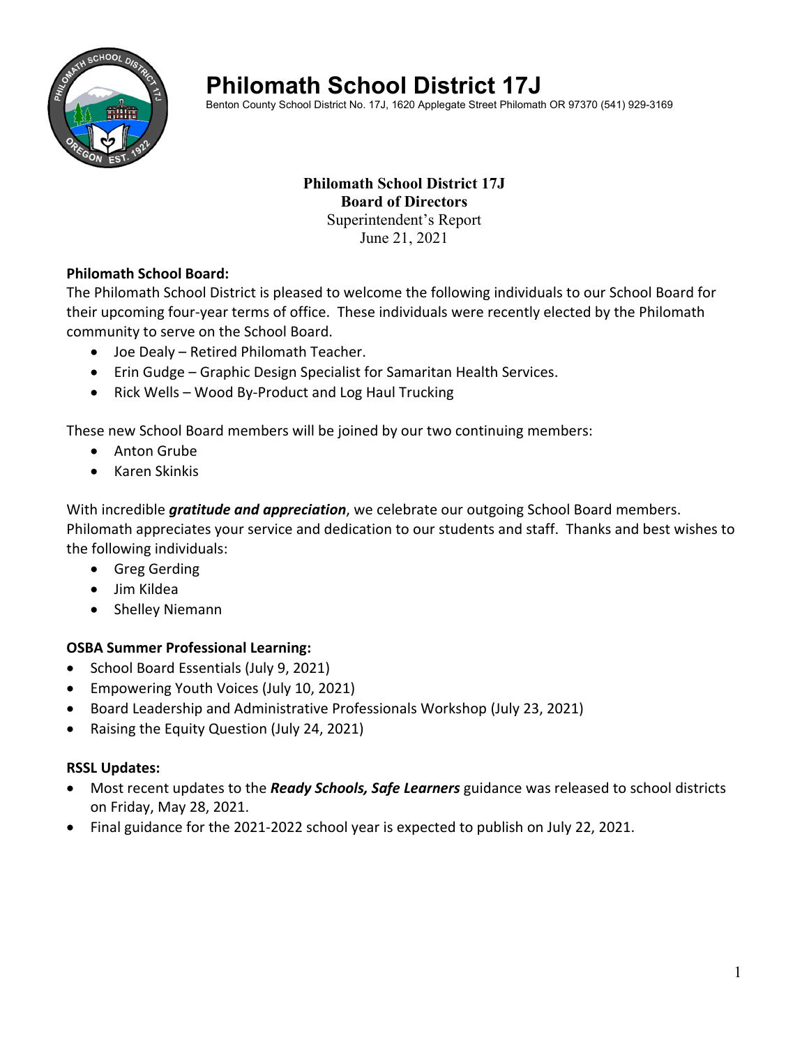# Philomath School District 17J

Benton County School District No. 17J, 1620 Applegate Street Philomath OR 97370 (541) 929-3169

**Philomath School District 17J**
**Board of Directors**
Superintendent's Report
June 21, 2021

**Philomath School Board:**

The Philomath School District is pleased to welcome the following individuals to our School Board for their upcoming four-year terms of office. These individuals were recently elected by the Philomath community to serve on the School Board.

- Joe Dealy – Retired Philomath Teacher.
- Erin Gudge – Graphic Design Specialist for Samaritan Health Services.
- Rick Wells – Wood By-Product and Log Haul Trucking

These new School Board members will be joined by our two continuing members:

- Anton Grube
- Karen Skinkis

With incredible ***gratitude and appreciation***, we celebrate our outgoing School Board members. Philomath appreciates your service and dedication to our students and staff. Thanks and best wishes to the following individuals:

- Greg Gerding
- Jim Kildea
- Shelley Niemann

**OSBA Summer Professional Learning:**

- School Board Essentials (July 9, 2021)
- Empowering Youth Voices (July 10, 2021)
- Board Leadership and Administrative Professionals Workshop (July 23, 2021)
- Raising the Equity Question (July 24, 2021)

**RSSL Updates:**

- Most recent updates to the ***Ready Schools, Safe Learners*** guidance was released to school districts on Friday, May 28, 2021.
- Final guidance for the 2021-2022 school year is expected to publish on July 22, 2021.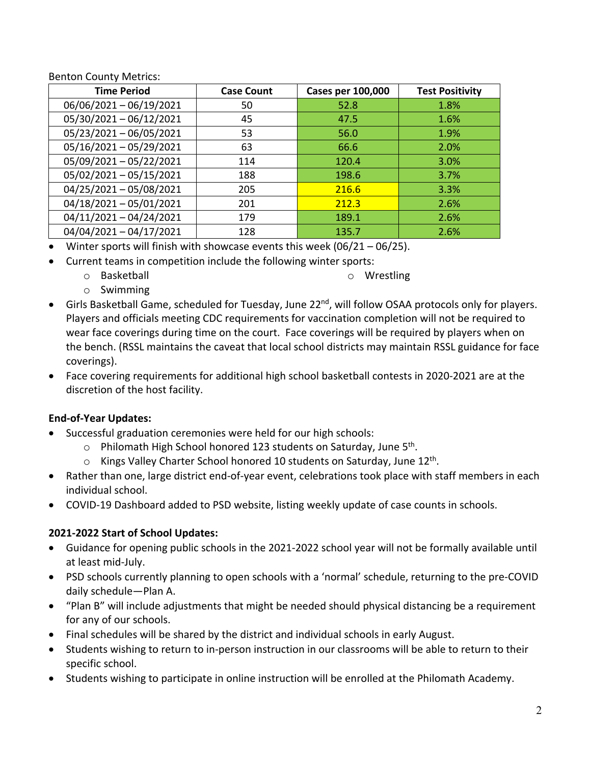Benton County Metrics:

| Time Period | Case Count | Cases per 100,000 | Test Positivity |
|---|---|---|---|
| 06/06/2021 – 06/19/2021 | 50 | 52.8 | 1.8% |
| 05/30/2021 – 06/12/2021 | 45 | 47.5 | 1.6% |
| 05/23/2021 – 06/05/2021 | 53 | 56.0 | 1.9% |
| 05/16/2021 – 05/29/2021 | 63 | 66.6 | 2.0% |
| 05/09/2021 – 05/22/2021 | 114 | 120.4 | 3.0% |
| 05/02/2021 – 05/15/2021 | 188 | 198.6 | 3.7% |
| 04/25/2021 – 05/08/2021 | 205 | 216.6 | 3.3% |
| 04/18/2021 – 05/01/2021 | 201 | 212.3 | 2.6% |
| 04/11/2021 – 04/24/2021 | 179 | 189.1 | 2.6% |
| 04/04/2021 – 04/17/2021 | 128 | 135.7 | 2.6% |

- Winter sports will finish with showcase events this week (06/21 – 06/25).
- Current teams in competition include the following winter sports:
  - Basketball
  - Swimming
  - Wrestling
- Girls Basketball Game, scheduled for Tuesday, June 22nd, will follow OSAA protocols only for players. Players and officials meeting CDC requirements for vaccination completion will not be required to wear face coverings during time on the court. Face coverings will be required by players when on the bench. (RSSL maintains the caveat that local school districts may maintain RSSL guidance for face coverings).
- Face covering requirements for additional high school basketball contests in 2020-2021 are at the discretion of the host facility.

**End-of-Year Updates:**

- Successful graduation ceremonies were held for our high schools:
  - Philomath High School honored 123 students on Saturday, June 5th.
  - Kings Valley Charter School honored 10 students on Saturday, June 12th.
- Rather than one, large district end-of-year event, celebrations took place with staff members in each individual school.
- COVID-19 Dashboard added to PSD website, listing weekly update of case counts in schools.

**2021-2022 Start of School Updates:**

- Guidance for opening public schools in the 2021-2022 school year will not be formally available until at least mid-July.
- PSD schools currently planning to open schools with a 'normal' schedule, returning to the pre-COVID daily schedule—Plan A.
- "Plan B" will include adjustments that might be needed should physical distancing be a requirement for any of our schools.
- Final schedules will be shared by the district and individual schools in early August.
- Students wishing to return to in-person instruction in our classrooms will be able to return to their specific school.
- Students wishing to participate in online instruction will be enrolled at the Philomath Academy.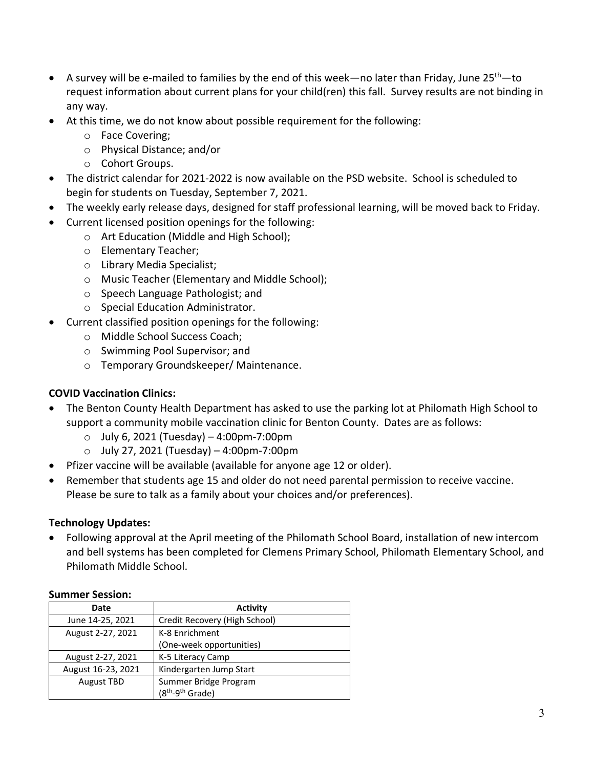- A survey will be e-mailed to families by the end of this week—no later than Friday, June 25th—to request information about current plans for your child(ren) this fall. Survey results are not binding in any way.
- At this time, we do not know about possible requirement for the following:
  - Face Covering;
  - Physical Distance; and/or
  - Cohort Groups.
- The district calendar for 2021-2022 is now available on the PSD website. School is scheduled to begin for students on Tuesday, September 7, 2021.
- The weekly early release days, designed for staff professional learning, will be moved back to Friday.
- Current licensed position openings for the following:
  - Art Education (Middle and High School);
  - Elementary Teacher;
  - Library Media Specialist;
  - Music Teacher (Elementary and Middle School);
  - Speech Language Pathologist; and
  - Special Education Administrator.
- Current classified position openings for the following:
  - Middle School Success Coach;
  - Swimming Pool Supervisor; and
  - Temporary Groundskeeper/ Maintenance.

**COVID Vaccination Clinics:**

- The Benton County Health Department has asked to use the parking lot at Philomath High School to support a community mobile vaccination clinic for Benton County. Dates are as follows:
  - July 6, 2021 (Tuesday) – 4:00pm-7:00pm
  - July 27, 2021 (Tuesday) – 4:00pm-7:00pm
- Pfizer vaccine will be available (available for anyone age 12 or older).
- Remember that students age 15 and older do not need parental permission to receive vaccine. Please be sure to talk as a family about your choices and/or preferences).

**Technology Updates:**

- Following approval at the April meeting of the Philomath School Board, installation of new intercom and bell systems has been completed for Clemens Primary School, Philomath Elementary School, and Philomath Middle School.

**Summer Session:**

| Date | Activity |
|---|---|
| June 14-25, 2021 | Credit Recovery (High School) |
| August 2-27, 2021 | K-8 Enrichment (One-week opportunities) |
| August 2-27, 2021 | K-5 Literacy Camp |
| August 16-23, 2021 | Kindergarten Jump Start |
| August TBD | Summer Bridge Program (8th-9th Grade) |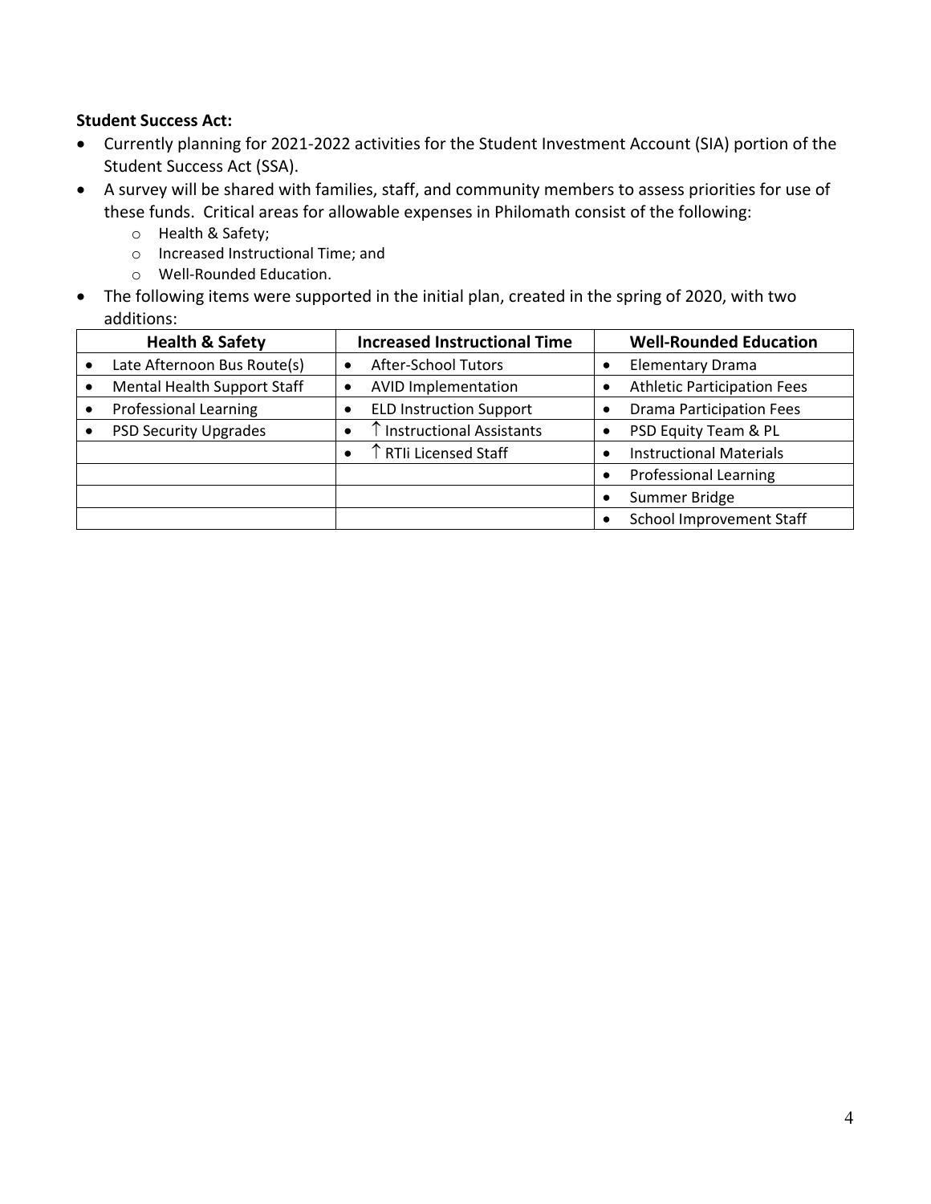**Student Success Act:**

- Currently planning for 2021-2022 activities for the Student Investment Account (SIA) portion of the Student Success Act (SSA).
- A survey will be shared with families, staff, and community members to assess priorities for use of these funds. Critical areas for allowable expenses in Philomath consist of the following:
  - Health & Safety;
  - Increased Instructional Time; and
  - Well-Rounded Education.
- The following items were supported in the initial plan, created in the spring of 2020, with two additions:

| Health & Safety | Increased Instructional Time | Well-Rounded Education |
|---|---|---|
| • Late Afternoon Bus Route(s) | • After-School Tutors | • Elementary Drama |
| • Mental Health Support Staff | • AVID Implementation | • Athletic Participation Fees |
| • Professional Learning | • ELD Instruction Support | • Drama Participation Fees |
| • PSD Security Upgrades | • ↑ Instructional Assistants | • PSD Equity Team & PL |
| | • ↑ RTIi Licensed Staff | • Instructional Materials |
| | | • Professional Learning |
| | | • Summer Bridge |
| | | • School Improvement Staff |